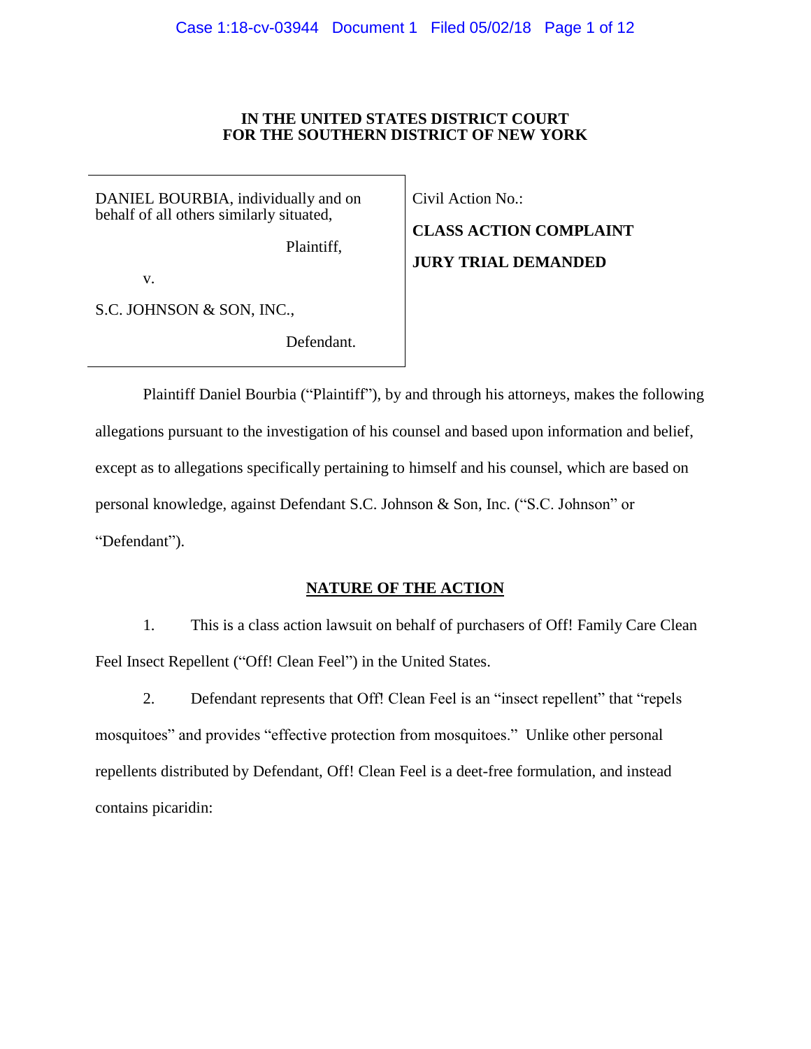**IN THE UNITED STATES DISTRICT COURT**
**FOR THE SOUTHERN DISTRICT OF NEW YORK**

| | |
|---|---|
| DANIEL BOURBIA, individually and on behalf of all others similarly situated,<br><br>Plaintiff,<br><br>v.<br><br>S.C. JOHNSON & SON, INC.,<br><br>Defendant. | Civil Action No.:<br><br>**CLASS ACTION COMPLAINT**<br><br>**JURY TRIAL DEMANDED** |

Plaintiff Daniel Bourbia ("Plaintiff"), by and through his attorneys, makes the following allegations pursuant to the investigation of his counsel and based upon information and belief, except as to allegations specifically pertaining to himself and his counsel, which are based on personal knowledge, against Defendant S.C. Johnson & Son, Inc. ("S.C. Johnson" or "Defendant").

## NATURE OF THE ACTION

1. This is a class action lawsuit on behalf of purchasers of Off! Family Care Clean Feel Insect Repellent ("Off! Clean Feel") in the United States.

2. Defendant represents that Off! Clean Feel is an "insect repellent" that "repels mosquitoes" and provides "effective protection from mosquitoes." Unlike other personal repellents distributed by Defendant, Off! Clean Feel is a deet-free formulation, and instead contains picaridin: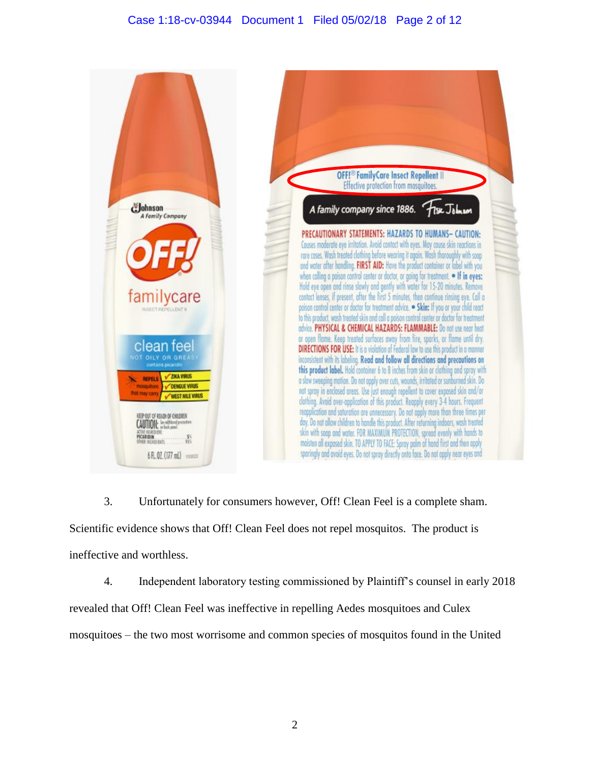3. Unfortunately for consumers however, Off! Clean Feel is a complete sham. Scientific evidence shows that Off! Clean Feel does not repel mosquitos. The product is ineffective and worthless.

4. Independent laboratory testing commissioned by Plaintiff's counsel in early 2018 revealed that Off! Clean Feel was ineffective in repelling Aedes mosquitoes and Culex mosquitoes – the two most worrisome and common species of mosquitos found in the United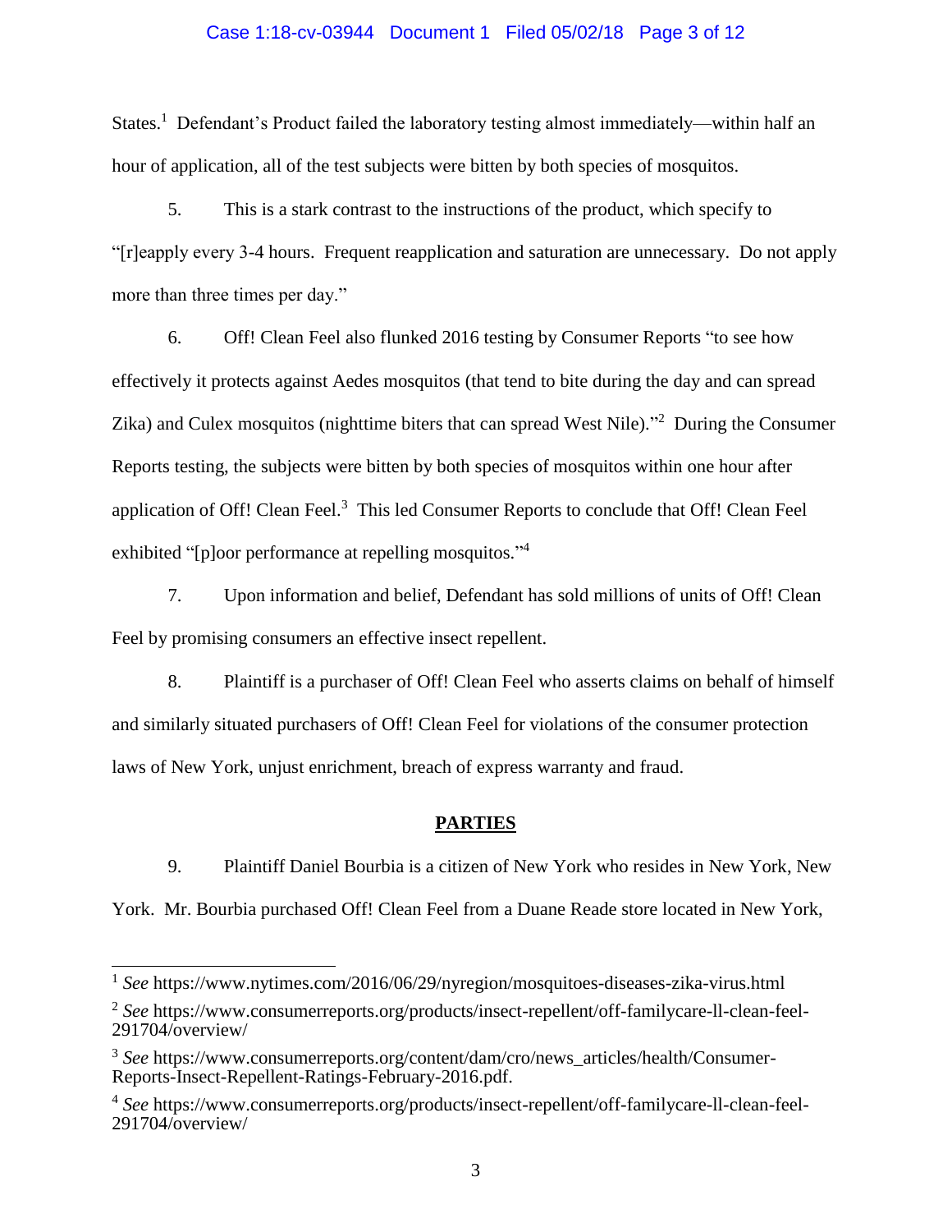States.[1] Defendant's Product failed the laboratory testing almost immediately—within half an hour of application, all of the test subjects were bitten by both species of mosquitos.

5. This is a stark contrast to the instructions of the product, which specify to "[r]eapply every 3-4 hours. Frequent reapplication and saturation are unnecessary. Do not apply more than three times per day."

6. Off! Clean Feel also flunked 2016 testing by Consumer Reports "to see how effectively it protects against Aedes mosquitos (that tend to bite during the day and can spread Zika) and Culex mosquitos (nighttime biters that can spread West Nile)."[2] During the Consumer Reports testing, the subjects were bitten by both species of mosquitos within one hour after application of Off! Clean Feel.[3] This led Consumer Reports to conclude that Off! Clean Feel exhibited "[p]oor performance at repelling mosquitos."[4]

7. Upon information and belief, Defendant has sold millions of units of Off! Clean Feel by promising consumers an effective insect repellent.

8. Plaintiff is a purchaser of Off! Clean Feel who asserts claims on behalf of himself and similarly situated purchasers of Off! Clean Feel for violations of the consumer protection laws of New York, unjust enrichment, breach of express warranty and fraud.

## PARTIES

9. Plaintiff Daniel Bourbia is a citizen of New York who resides in New York, New York. Mr. Bourbia purchased Off! Clean Feel from a Duane Reade store located in New York,

---

[1] *See* https://www.nytimes.com/2016/06/29/nyregion/mosquitoes-diseases-zika-virus.html

[2] *See* https://www.consumerreports.org/products/insect-repellent/off-familycare-ll-clean-feel-291704/overview/

[3] *See* https://www.consumerreports.org/content/dam/cro/news_articles/health/Consumer-Reports-Insect-Repellent-Ratings-February-2016.pdf.

[4] *See* https://www.consumerreports.org/products/insect-repellent/off-familycare-ll-clean-feel-291704/overview/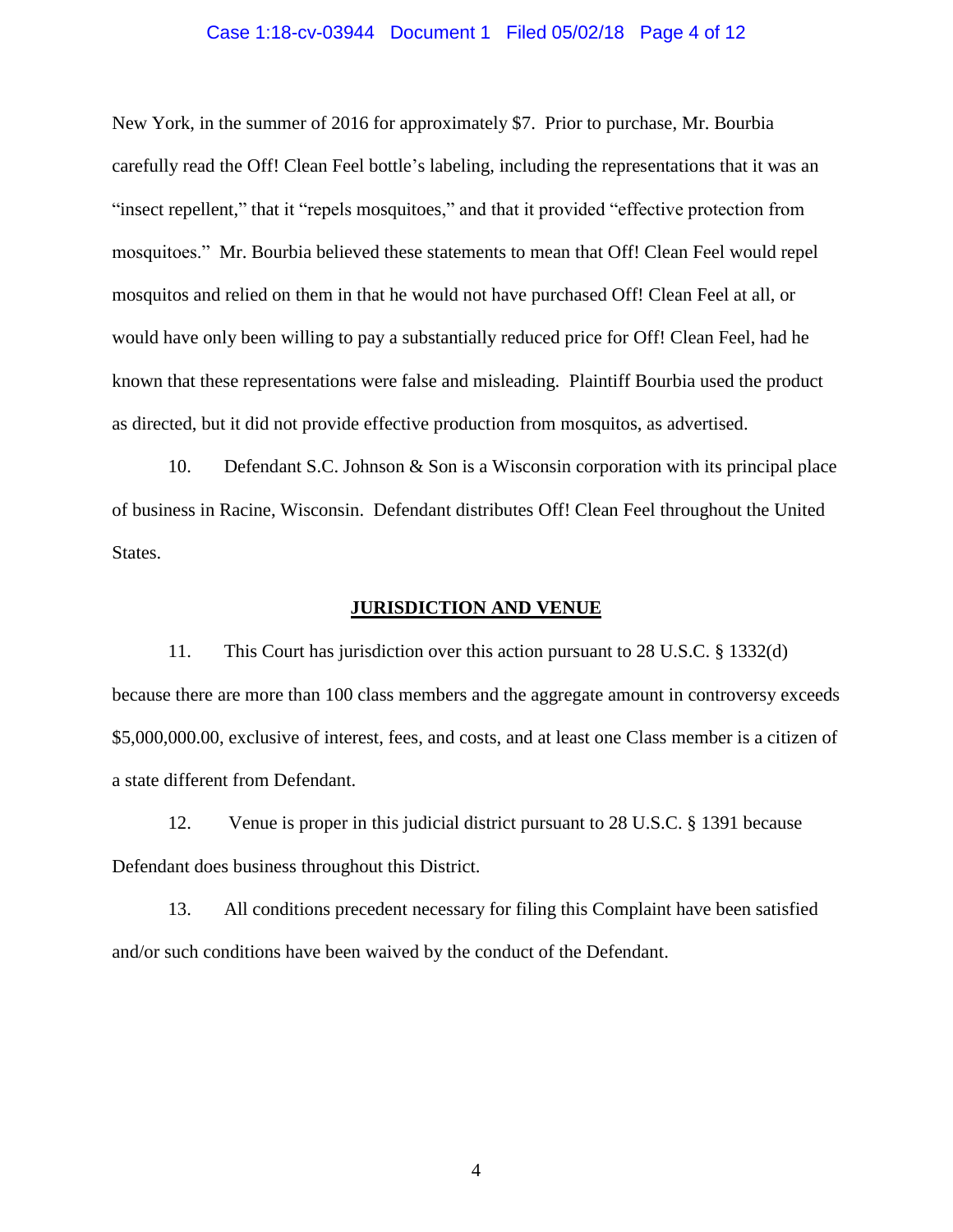New York, in the summer of 2016 for approximately $7. Prior to purchase, Mr. Bourbia carefully read the Off! Clean Feel bottle's labeling, including the representations that it was an "insect repellent," that it "repels mosquitoes," and that it provided "effective protection from mosquitoes." Mr. Bourbia believed these statements to mean that Off! Clean Feel would repel mosquitos and relied on them in that he would not have purchased Off! Clean Feel at all, or would have only been willing to pay a substantially reduced price for Off! Clean Feel, had he known that these representations were false and misleading. Plaintiff Bourbia used the product as directed, but it did not provide effective production from mosquitos, as advertised.

10. Defendant S.C. Johnson & Son is a Wisconsin corporation with its principal place of business in Racine, Wisconsin. Defendant distributes Off! Clean Feel throughout the United States.

## JURISDICTION AND VENUE

11. This Court has jurisdiction over this action pursuant to 28 U.S.C. § 1332(d) because there are more than 100 class members and the aggregate amount in controversy exceeds $5,000,000.00, exclusive of interest, fees, and costs, and at least one Class member is a citizen of a state different from Defendant.

12. Venue is proper in this judicial district pursuant to 28 U.S.C. § 1391 because Defendant does business throughout this District.

13. All conditions precedent necessary for filing this Complaint have been satisfied and/or such conditions have been waived by the conduct of the Defendant.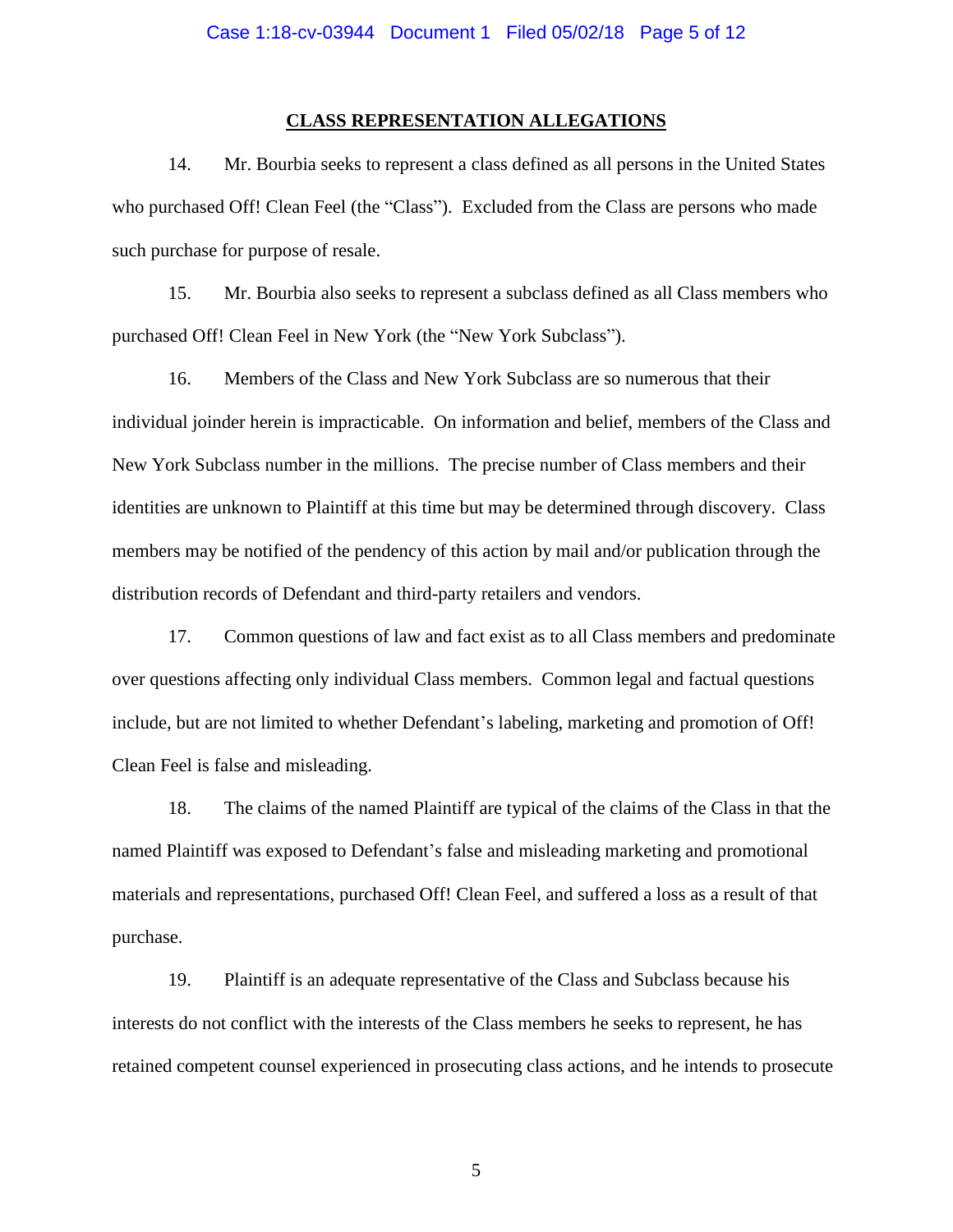## CLASS REPRESENTATION ALLEGATIONS

14. Mr. Bourbia seeks to represent a class defined as all persons in the United States who purchased Off! Clean Feel (the "Class"). Excluded from the Class are persons who made such purchase for purpose of resale.

15. Mr. Bourbia also seeks to represent a subclass defined as all Class members who purchased Off! Clean Feel in New York (the "New York Subclass").

16. Members of the Class and New York Subclass are so numerous that their individual joinder herein is impracticable. On information and belief, members of the Class and New York Subclass number in the millions. The precise number of Class members and their identities are unknown to Plaintiff at this time but may be determined through discovery. Class members may be notified of the pendency of this action by mail and/or publication through the distribution records of Defendant and third-party retailers and vendors.

17. Common questions of law and fact exist as to all Class members and predominate over questions affecting only individual Class members. Common legal and factual questions include, but are not limited to whether Defendant's labeling, marketing and promotion of Off! Clean Feel is false and misleading.

18. The claims of the named Plaintiff are typical of the claims of the Class in that the named Plaintiff was exposed to Defendant's false and misleading marketing and promotional materials and representations, purchased Off! Clean Feel, and suffered a loss as a result of that purchase.

19. Plaintiff is an adequate representative of the Class and Subclass because his interests do not conflict with the interests of the Class members he seeks to represent, he has retained competent counsel experienced in prosecuting class actions, and he intends to prosecute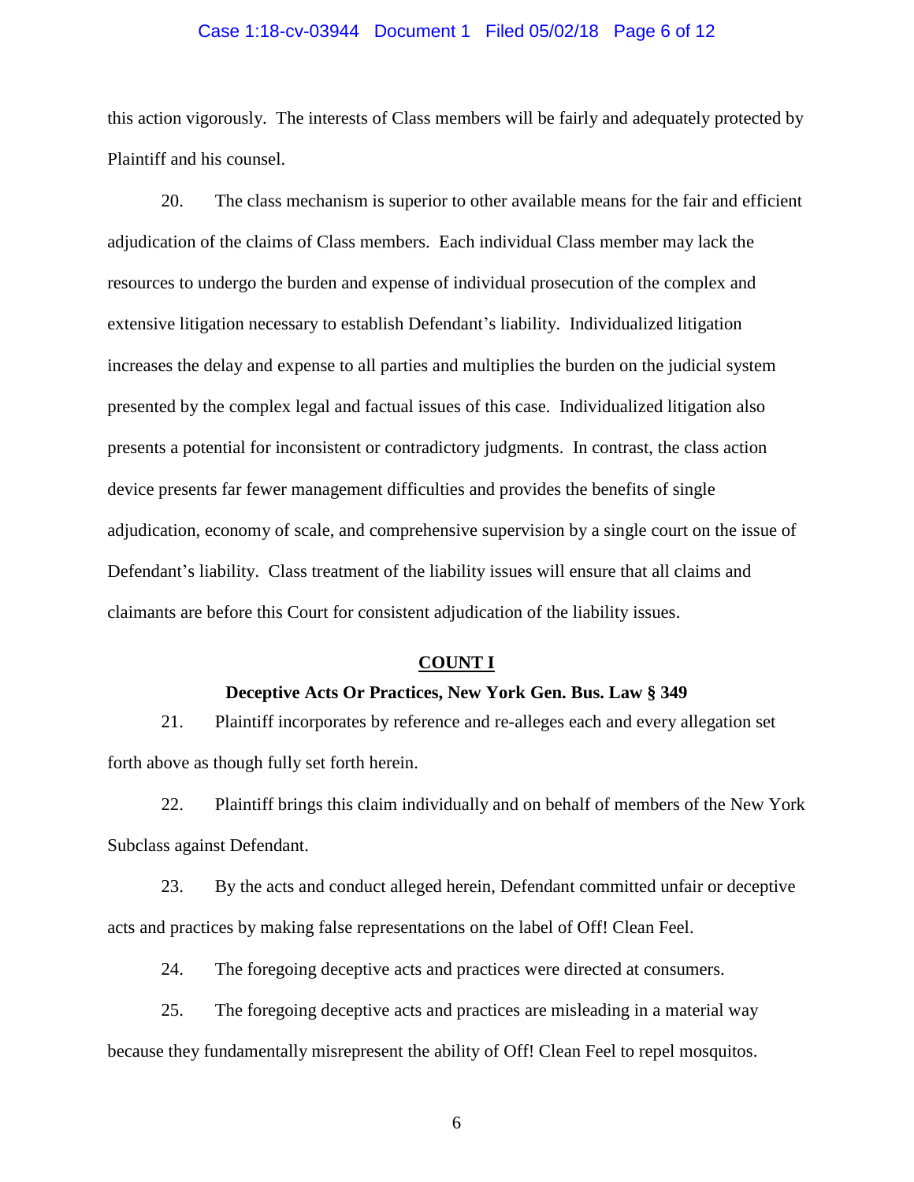this action vigorously. The interests of Class members will be fairly and adequately protected by Plaintiff and his counsel.

20. The class mechanism is superior to other available means for the fair and efficient adjudication of the claims of Class members. Each individual Class member may lack the resources to undergo the burden and expense of individual prosecution of the complex and extensive litigation necessary to establish Defendant's liability. Individualized litigation increases the delay and expense to all parties and multiplies the burden on the judicial system presented by the complex legal and factual issues of this case. Individualized litigation also presents a potential for inconsistent or contradictory judgments. In contrast, the class action device presents far fewer management difficulties and provides the benefits of single adjudication, economy of scale, and comprehensive supervision by a single court on the issue of Defendant's liability. Class treatment of the liability issues will ensure that all claims and claimants are before this Court for consistent adjudication of the liability issues.

## COUNT I

### Deceptive Acts Or Practices, New York Gen. Bus. Law § 349

21. Plaintiff incorporates by reference and re-alleges each and every allegation set forth above as though fully set forth herein.

22. Plaintiff brings this claim individually and on behalf of members of the New York Subclass against Defendant.

23. By the acts and conduct alleged herein, Defendant committed unfair or deceptive acts and practices by making false representations on the label of Off! Clean Feel.

24. The foregoing deceptive acts and practices were directed at consumers.

25. The foregoing deceptive acts and practices are misleading in a material way because they fundamentally misrepresent the ability of Off! Clean Feel to repel mosquitos.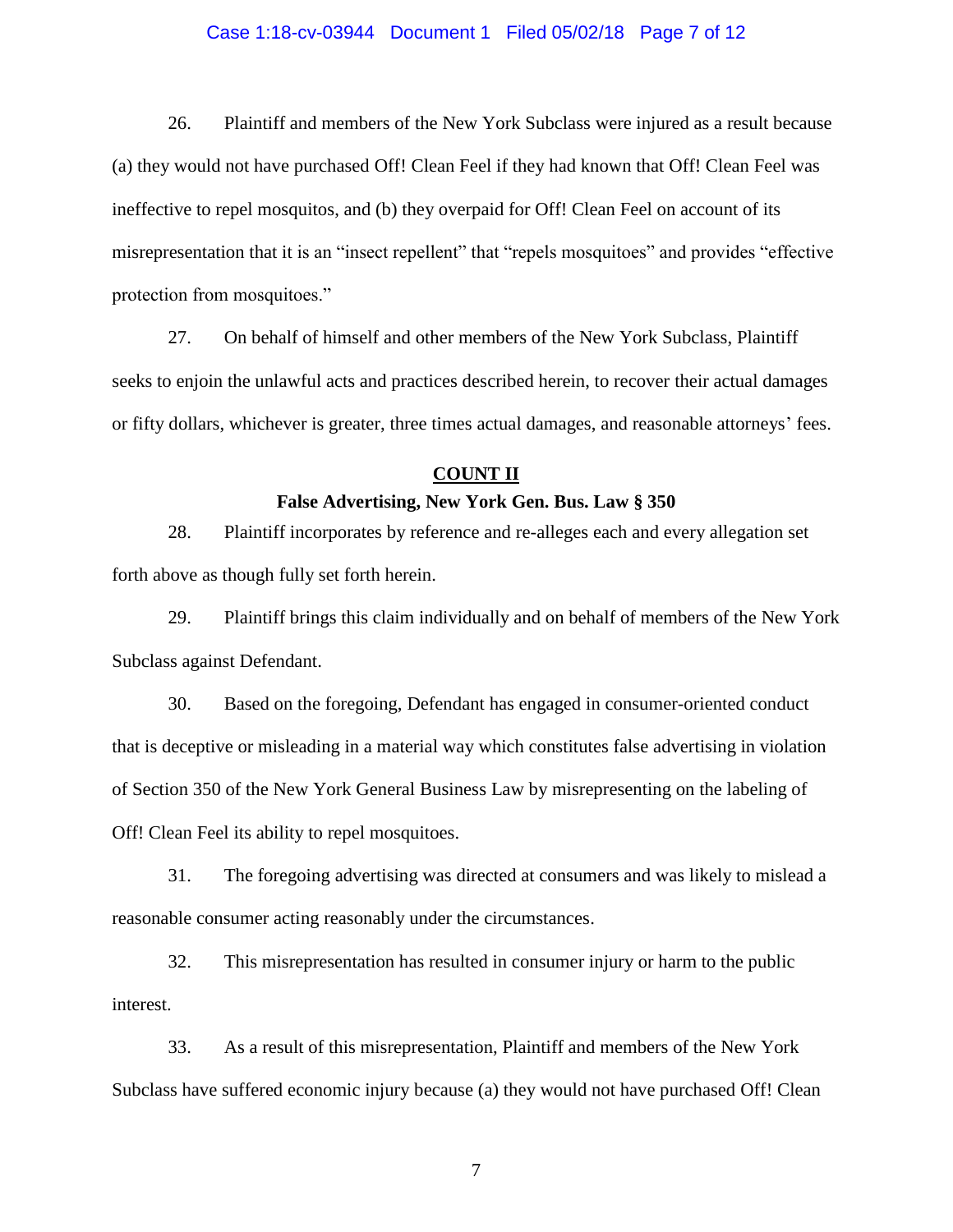26. Plaintiff and members of the New York Subclass were injured as a result because (a) they would not have purchased Off! Clean Feel if they had known that Off! Clean Feel was ineffective to repel mosquitos, and (b) they overpaid for Off! Clean Feel on account of its misrepresentation that it is an "insect repellent" that "repels mosquitoes" and provides "effective protection from mosquitoes."

27. On behalf of himself and other members of the New York Subclass, Plaintiff seeks to enjoin the unlawful acts and practices described herein, to recover their actual damages or fifty dollars, whichever is greater, three times actual damages, and reasonable attorneys' fees.

## COUNT II

### False Advertising, New York Gen. Bus. Law § 350

28. Plaintiff incorporates by reference and re-alleges each and every allegation set forth above as though fully set forth herein.

29. Plaintiff brings this claim individually and on behalf of members of the New York Subclass against Defendant.

30. Based on the foregoing, Defendant has engaged in consumer-oriented conduct that is deceptive or misleading in a material way which constitutes false advertising in violation of Section 350 of the New York General Business Law by misrepresenting on the labeling of Off! Clean Feel its ability to repel mosquitoes.

31. The foregoing advertising was directed at consumers and was likely to mislead a reasonable consumer acting reasonably under the circumstances.

32. This misrepresentation has resulted in consumer injury or harm to the public interest.

33. As a result of this misrepresentation, Plaintiff and members of the New York Subclass have suffered economic injury because (a) they would not have purchased Off! Clean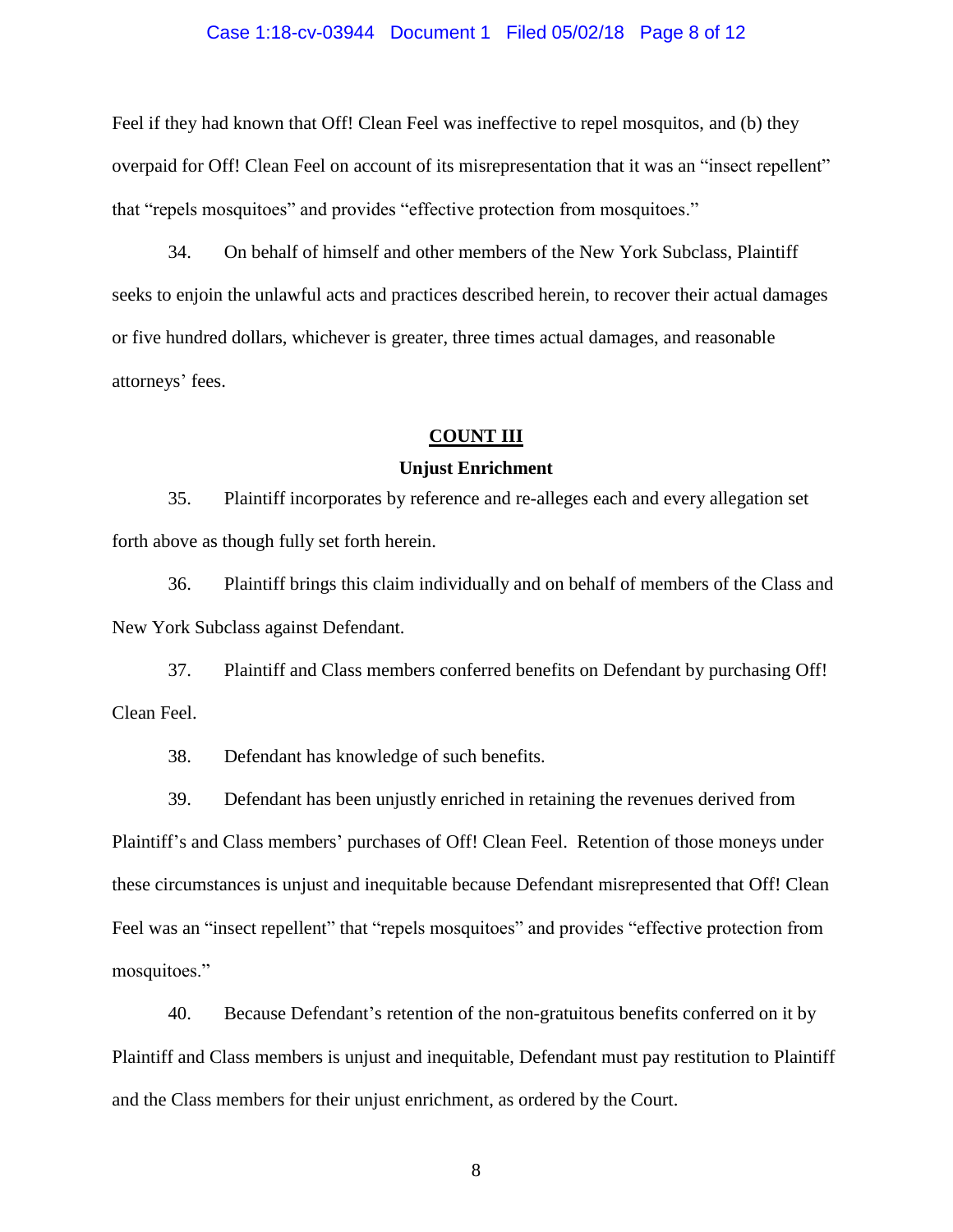Feel if they had known that Off! Clean Feel was ineffective to repel mosquitos, and (b) they overpaid for Off! Clean Feel on account of its misrepresentation that it was an "insect repellent" that "repels mosquitoes" and provides "effective protection from mosquitoes."

34. On behalf of himself and other members of the New York Subclass, Plaintiff seeks to enjoin the unlawful acts and practices described herein, to recover their actual damages or five hundred dollars, whichever is greater, three times actual damages, and reasonable attorneys' fees.

## COUNT III

### Unjust Enrichment

35. Plaintiff incorporates by reference and re-alleges each and every allegation set forth above as though fully set forth herein.

36. Plaintiff brings this claim individually and on behalf of members of the Class and New York Subclass against Defendant.

37. Plaintiff and Class members conferred benefits on Defendant by purchasing Off! Clean Feel.

38. Defendant has knowledge of such benefits.

39. Defendant has been unjustly enriched in retaining the revenues derived from Plaintiff's and Class members' purchases of Off! Clean Feel. Retention of those moneys under these circumstances is unjust and inequitable because Defendant misrepresented that Off! Clean Feel was an "insect repellent" that "repels mosquitoes" and provides "effective protection from mosquitoes."

40. Because Defendant's retention of the non-gratuitous benefits conferred on it by Plaintiff and Class members is unjust and inequitable, Defendant must pay restitution to Plaintiff and the Class members for their unjust enrichment, as ordered by the Court.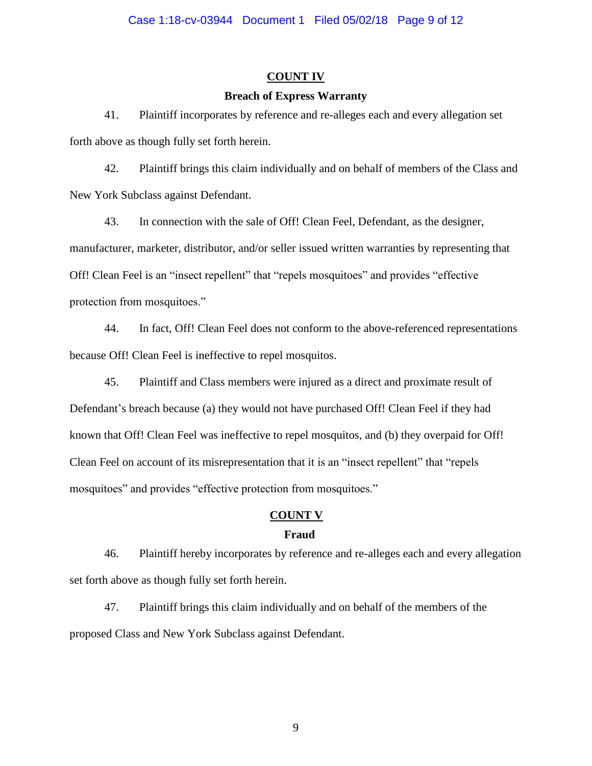**COUNT IV**

**Breach of Express Warranty**

41. Plaintiff incorporates by reference and re-alleges each and every allegation set forth above as though fully set forth herein.

42. Plaintiff brings this claim individually and on behalf of members of the Class and New York Subclass against Defendant.

43. In connection with the sale of Off! Clean Feel, Defendant, as the designer, manufacturer, marketer, distributor, and/or seller issued written warranties by representing that Off! Clean Feel is an "insect repellent" that "repels mosquitoes" and provides "effective protection from mosquitoes."

44. In fact, Off! Clean Feel does not conform to the above-referenced representations because Off! Clean Feel is ineffective to repel mosquitos.

45. Plaintiff and Class members were injured as a direct and proximate result of Defendant's breach because (a) they would not have purchased Off! Clean Feel if they had known that Off! Clean Feel was ineffective to repel mosquitos, and (b) they overpaid for Off! Clean Feel on account of its misrepresentation that it is an "insect repellent" that "repels mosquitoes" and provides "effective protection from mosquitoes."

**COUNT V**

**Fraud**

46. Plaintiff hereby incorporates by reference and re-alleges each and every allegation set forth above as though fully set forth herein.

47. Plaintiff brings this claim individually and on behalf of the members of the proposed Class and New York Subclass against Defendant.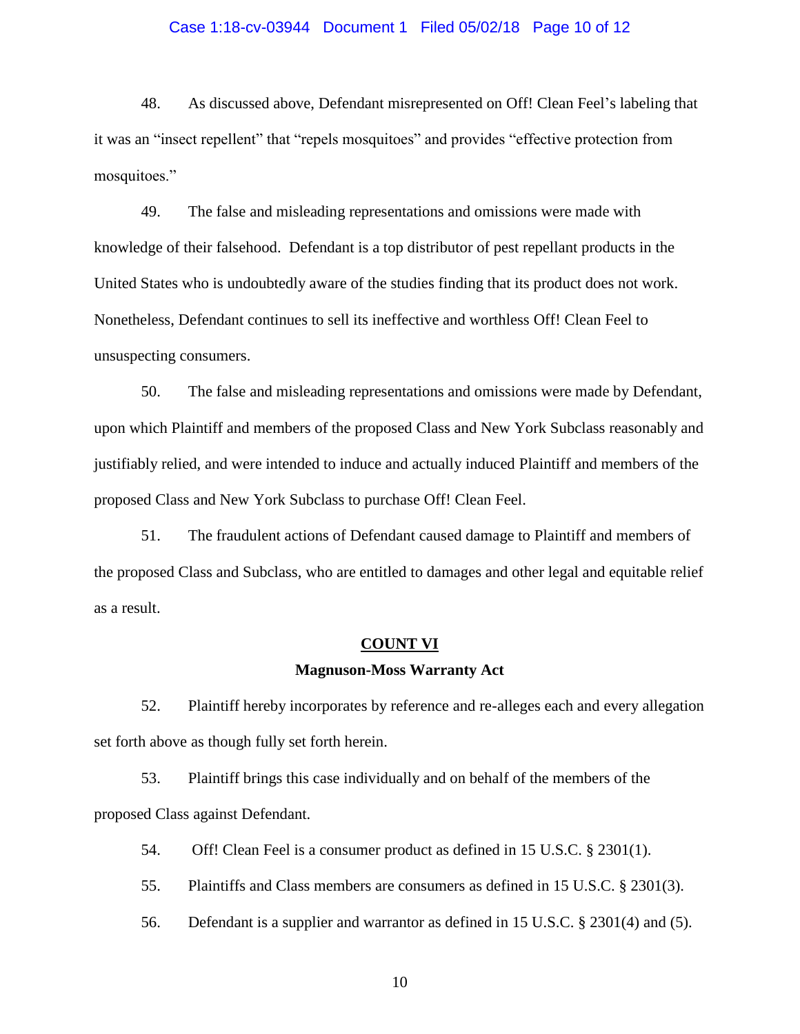48. As discussed above, Defendant misrepresented on Off! Clean Feel's labeling that it was an "insect repellent" that "repels mosquitoes" and provides "effective protection from mosquitoes."

49. The false and misleading representations and omissions were made with knowledge of their falsehood. Defendant is a top distributor of pest repellant products in the United States who is undoubtedly aware of the studies finding that its product does not work. Nonetheless, Defendant continues to sell its ineffective and worthless Off! Clean Feel to unsuspecting consumers.

50. The false and misleading representations and omissions were made by Defendant, upon which Plaintiff and members of the proposed Class and New York Subclass reasonably and justifiably relied, and were intended to induce and actually induced Plaintiff and members of the proposed Class and New York Subclass to purchase Off! Clean Feel.

51. The fraudulent actions of Defendant caused damage to Plaintiff and members of the proposed Class and Subclass, who are entitled to damages and other legal and equitable relief as a result.

## COUNT VI

### Magnuson-Moss Warranty Act

52. Plaintiff hereby incorporates by reference and re-alleges each and every allegation set forth above as though fully set forth herein.

53. Plaintiff brings this case individually and on behalf of the members of the proposed Class against Defendant.

54. Off! Clean Feel is a consumer product as defined in 15 U.S.C. § 2301(1).

55. Plaintiffs and Class members are consumers as defined in 15 U.S.C. § 2301(3).

56. Defendant is a supplier and warrantor as defined in 15 U.S.C. § 2301(4) and (5).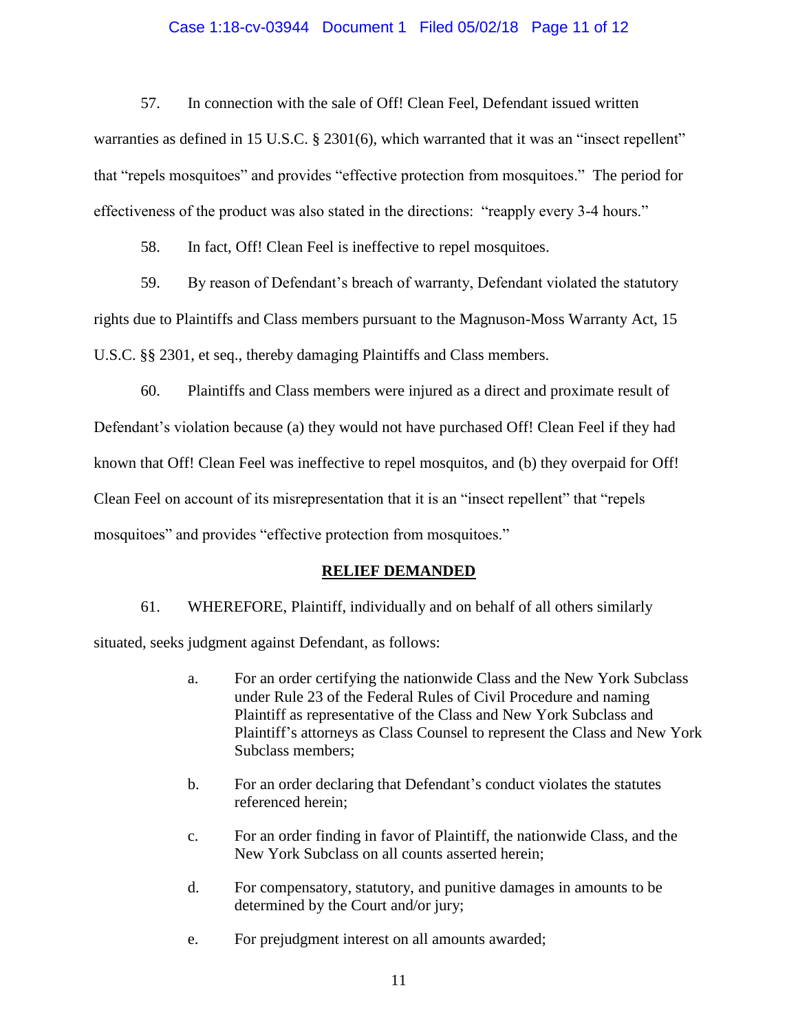57. In connection with the sale of Off! Clean Feel, Defendant issued written warranties as defined in 15 U.S.C. § 2301(6), which warranted that it was an "insect repellent" that "repels mosquitoes" and provides "effective protection from mosquitoes." The period for effectiveness of the product was also stated in the directions: "reapply every 3-4 hours."

58. In fact, Off! Clean Feel is ineffective to repel mosquitoes.

59. By reason of Defendant's breach of warranty, Defendant violated the statutory rights due to Plaintiffs and Class members pursuant to the Magnuson-Moss Warranty Act, 15 U.S.C. §§ 2301, et seq., thereby damaging Plaintiffs and Class members.

60. Plaintiffs and Class members were injured as a direct and proximate result of Defendant's violation because (a) they would not have purchased Off! Clean Feel if they had known that Off! Clean Feel was ineffective to repel mosquitos, and (b) they overpaid for Off! Clean Feel on account of its misrepresentation that it is an "insect repellent" that "repels mosquitoes" and provides "effective protection from mosquitoes."

## RELIEF DEMANDED

61. WHEREFORE, Plaintiff, individually and on behalf of all others similarly situated, seeks judgment against Defendant, as follows:

a. For an order certifying the nationwide Class and the New York Subclass under Rule 23 of the Federal Rules of Civil Procedure and naming Plaintiff as representative of the Class and New York Subclass and Plaintiff's attorneys as Class Counsel to represent the Class and New York Subclass members;

b. For an order declaring that Defendant's conduct violates the statutes referenced herein;

c. For an order finding in favor of Plaintiff, the nationwide Class, and the New York Subclass on all counts asserted herein;

d. For compensatory, statutory, and punitive damages in amounts to be determined by the Court and/or jury;

e. For prejudgment interest on all amounts awarded;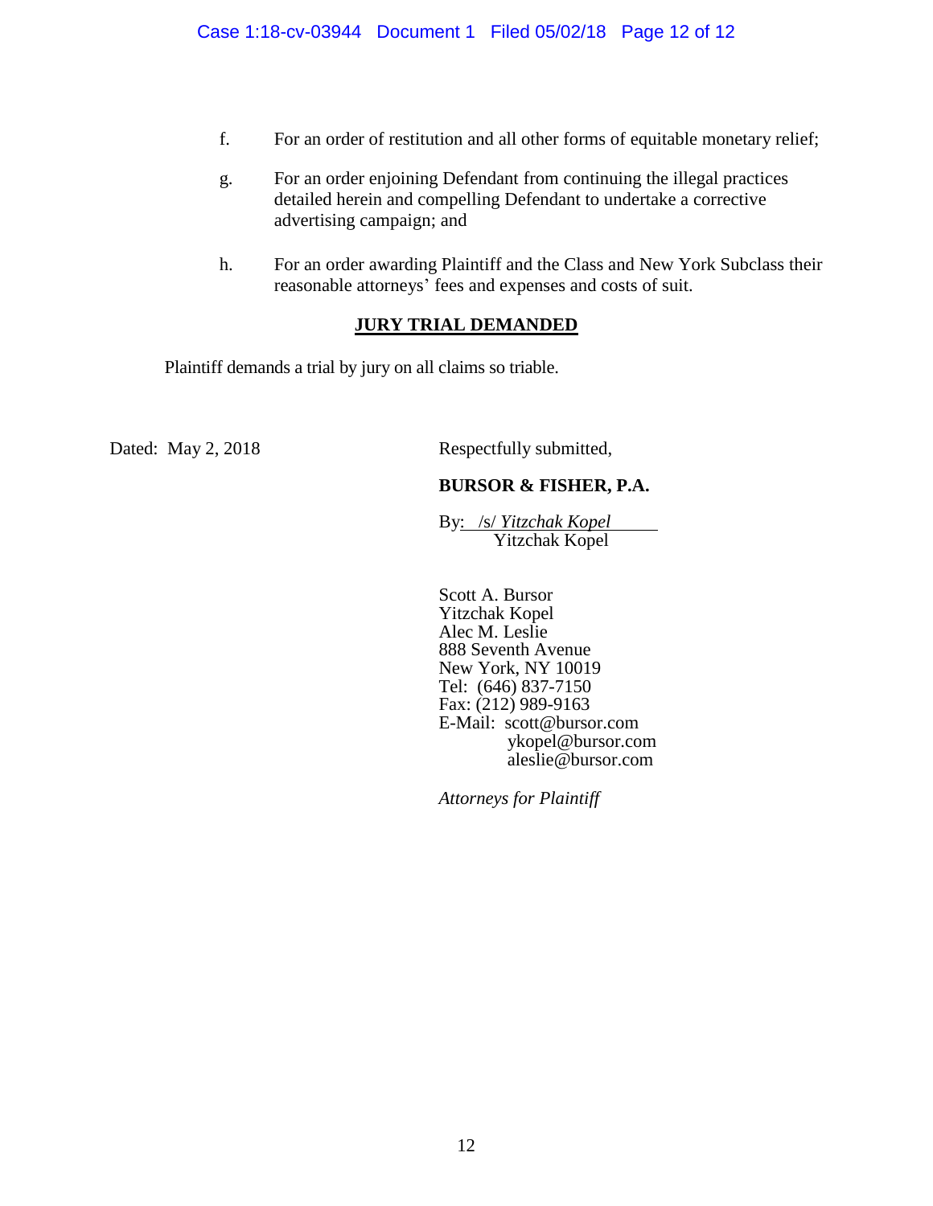f. For an order of restitution and all other forms of equitable monetary relief;

g. For an order enjoining Defendant from continuing the illegal practices detailed herein and compelling Defendant to undertake a corrective advertising campaign; and

h. For an order awarding Plaintiff and the Class and New York Subclass their reasonable attorneys' fees and expenses and costs of suit.

## JURY TRIAL DEMANDED

Plaintiff demands a trial by jury on all claims so triable.

Dated: May 2, 2018

Respectfully submitted,

**BURSOR & FISHER, P.A.**

By: /s/ *Yitzchak Kopel*
Yitzchak Kopel

Scott A. Bursor
Yitzchak Kopel
Alec M. Leslie
888 Seventh Avenue
New York, NY 10019
Tel: (646) 837-7150
Fax: (212) 989-9163
E-Mail: scott@bursor.com
ykopel@bursor.com
aleslie@bursor.com

*Attorneys for Plaintiff*